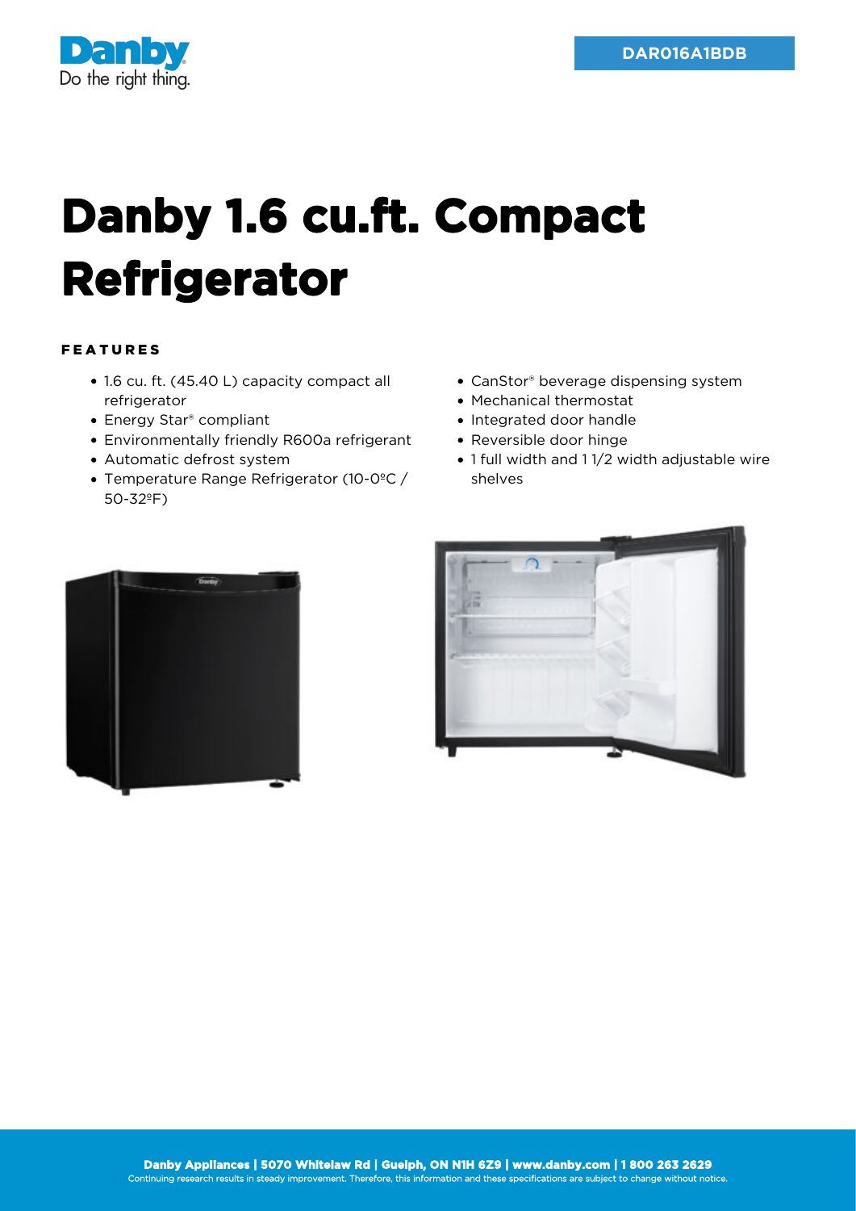DAR016A1BDB

# Danby 1.6 cu.ft. Compact Refrigerator

## FEATURES

- 1.6 cu. ft. (45.40 L) capacity compact all refrigerator
- Energy Star® compliant
- Environmentally friendly R600a refrigerant
- Automatic defrost system
- Temperature Range Refrigerator (10-0ºC / 50-32ºF)
- CanStor® beverage dispensing system
- Mechanical thermostat
- Integrated door handle
- Reversible door hinge
- 1 full width and 1 1/2 width adjustable wire shelves

**Danby Appliances | 5070 Whitelaw Rd | Guelph, ON N1H 6Z9 | www.danby.com | 1 800 263 2629**
Continuing research results in steady improvement. Therefore, this information and these specifications are subject to change without notice.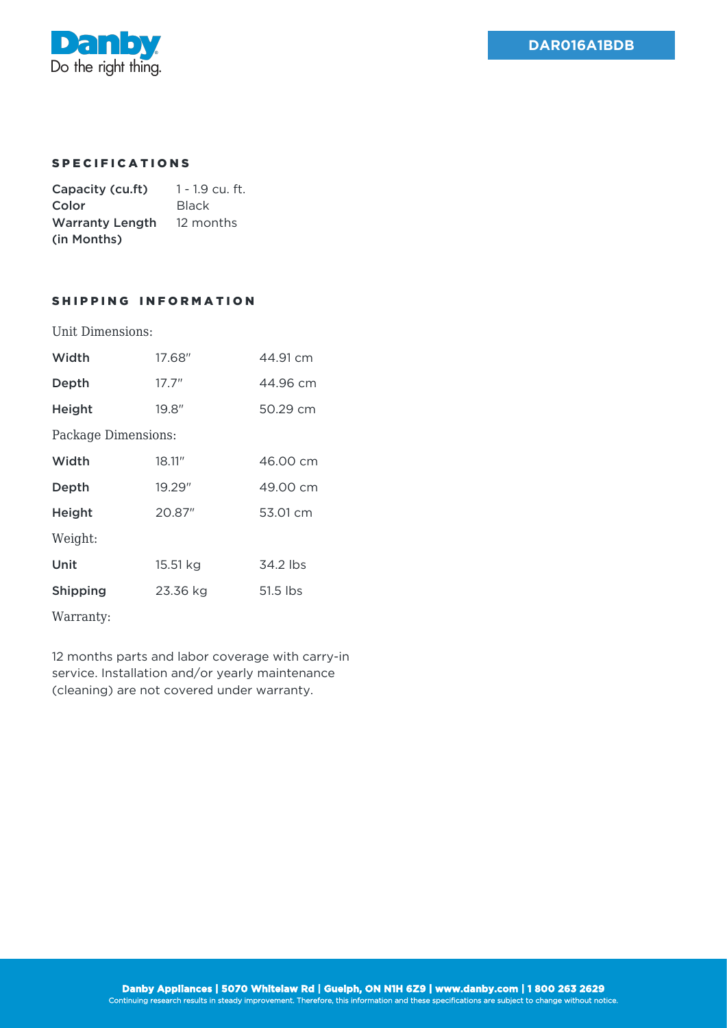Danby
Do the right thing.

DAR016A1BDB

## SPECIFICATIONS

| | |
|---|---|
| **Capacity (cu.ft)** | 1 - 1.9 cu. ft. |
| **Color** | Black |
| **Warranty Length (in Months)** | 12 months |

## SHIPPING INFORMATION

| | | |
|---|---|---|
| Unit Dimensions: | | |
| **Width** | 17.68" | 44.91 cm |
| **Depth** | 17.7" | 44.96 cm |
| **Height** | 19.8" | 50.29 cm |
| Package Dimensions: | | |
| **Width** | 18.11" | 46.00 cm |
| **Depth** | 19.29" | 49.00 cm |
| **Height** | 20.87" | 53.01 cm |
| Weight: | | |
| **Unit** | 15.51 kg | 34.2 lbs |
| **Shipping** | 23.36 kg | 51.5 lbs |

Warranty:

12 months parts and labor coverage with carry-in service. Installation and/or yearly maintenance (cleaning) are not covered under warranty.

**Danby Appliances | 5070 Whitelaw Rd | Guelph, ON N1H 6Z9 | www.danby.com | 1 800 263 2629**
Continuing research results in steady improvement. Therefore, this information and these specifications are subject to change without notice.